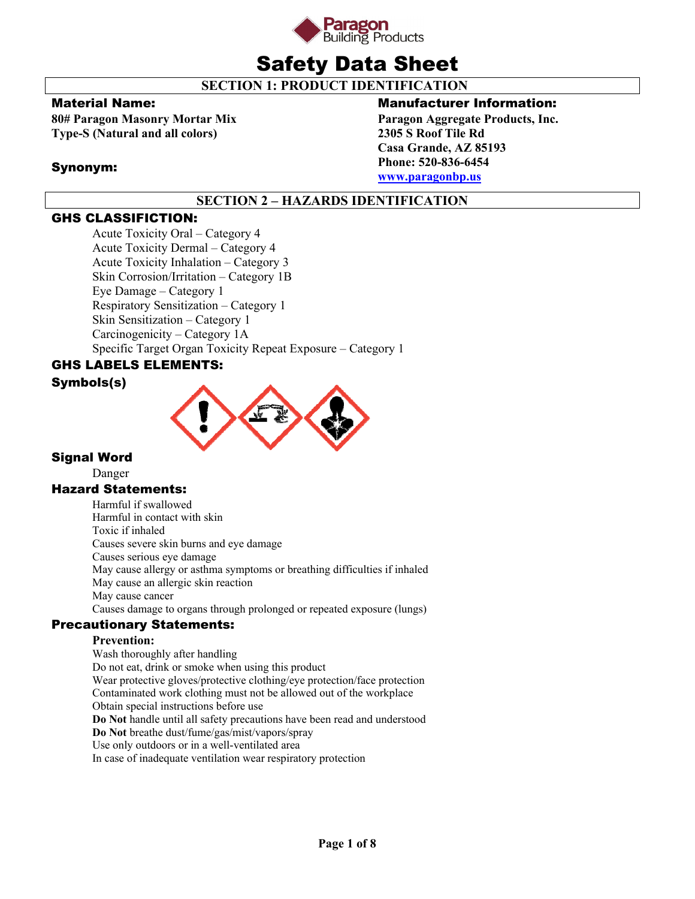# Safety Data Sheet

## SECTION 1: PRODUCT IDENTIFICATION

**Material Name:**

**80# Paragon Masonry Mortar Mix**
**Type-S (Natural and all colors)**

**Synonym:**

**Manufacturer Information:**

**Paragon Aggregate Products, Inc.**
**2305 S Roof Tile Rd**
**Casa Grande, AZ 85193**
**Phone: 520-836-6454**
**www.paragonbp.us**

## SECTION 2 – HAZARDS IDENTIFICATION

### GHS CLASSIFICTION:

Acute Toxicity Oral – Category 4
Acute Toxicity Dermal – Category 4
Acute Toxicity Inhalation – Category 3
Skin Corrosion/Irritation – Category 1B
Eye Damage – Category 1
Respiratory Sensitization – Category 1
Skin Sensitization – Category 1
Carcinogenicity – Category 1A
Specific Target Organ Toxicity Repeat Exposure – Category 1

### GHS LABELS ELEMENTS:

**Symbols(s)**

**Signal Word**

Danger

**Hazard Statements:**

Harmful if swallowed
Harmful in contact with skin
Toxic if inhaled
Causes severe skin burns and eye damage
Causes serious eye damage
May cause allergy or asthma symptoms or breathing difficulties if inhaled
May cause an allergic skin reaction
May cause cancer
Causes damage to organs through prolonged or repeated exposure (lungs)

**Precautionary Statements:**

**Prevention:**

Wash thoroughly after handling
Do not eat, drink or smoke when using this product
Wear protective gloves/protective clothing/eye protection/face protection
Contaminated work clothing must not be allowed out of the workplace
Obtain special instructions before use
**Do Not** handle until all safety precautions have been read and understood
**Do Not** breathe dust/fume/gas/mist/vapors/spray
Use only outdoors or in a well-ventilated area
In case of inadequate ventilation wear respiratory protection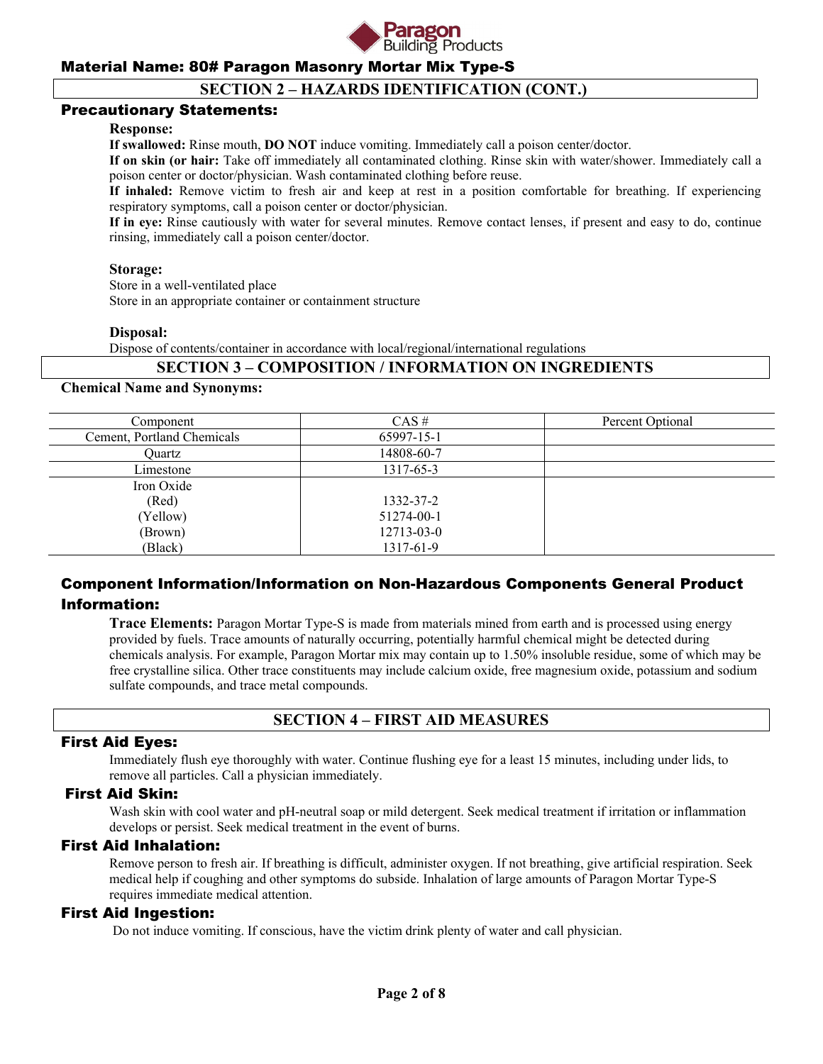## SECTION 2 – HAZARDS IDENTIFICATION (CONT.)

### Precautionary Statements:

**Response:**

**If swallowed:** Rinse mouth, **DO NOT** induce vomiting. Immediately call a poison center/doctor.

**If on skin (or hair:** Take off immediately all contaminated clothing. Rinse skin with water/shower. Immediately call a poison center or doctor/physician. Wash contaminated clothing before reuse.

**If inhaled:** Remove victim to fresh air and keep at rest in a position comfortable for breathing. If experiencing respiratory symptoms, call a poison center or doctor/physician.

**If in eye:** Rinse cautiously with water for several minutes. Remove contact lenses, if present and easy to do, continue rinsing, immediately call a poison center/doctor.

**Storage:**

Store in a well-ventilated place

Store in an appropriate container or containment structure

**Disposal:**

Dispose of contents/container in accordance with local/regional/international regulations

## SECTION 3 – COMPOSITION / INFORMATION ON INGREDIENTS

**Chemical Name and Synonyms:**

| Component | CAS # | Percent Optional |
|---|---|---|
| Cement, Portland Chemicals | 65997-15-1 | |
| Quartz | 14808-60-7 | |
| Limestone | 1317-65-3 | |
| Iron Oxide<br>(Red)<br>(Yellow)<br>(Brown)<br>(Black) | <br>1332-37-2<br>51274-00-1<br>12713-03-0<br>1317-61-9 | |

### Component Information/Information on Non-Hazardous Components General Product Information:

**Trace Elements:** Paragon Mortar Type-S is made from materials mined from earth and is processed using energy provided by fuels. Trace amounts of naturally occurring, potentially harmful chemical might be detected during chemicals analysis. For example, Paragon Mortar mix may contain up to 1.50% insoluble residue, some of which may be free crystalline silica. Other trace constituents may include calcium oxide, free magnesium oxide, potassium and sodium sulfate compounds, and trace metal compounds.

## SECTION 4 – FIRST AID MEASURES

### First Aid Eyes:

Immediately flush eye thoroughly with water. Continue flushing eye for a least 15 minutes, including under lids, to remove all particles. Call a physician immediately.

### First Aid Skin:

Wash skin with cool water and pH-neutral soap or mild detergent. Seek medical treatment if irritation or inflammation develops or persist. Seek medical treatment in the event of burns.

### First Aid Inhalation:

Remove person to fresh air. If breathing is difficult, administer oxygen. If not breathing, give artificial respiration. Seek medical help if coughing and other symptoms do subside. Inhalation of large amounts of Paragon Mortar Type-S requires immediate medical attention.

### First Aid Ingestion:

Do not induce vomiting. If conscious, have the victim drink plenty of water and call physician.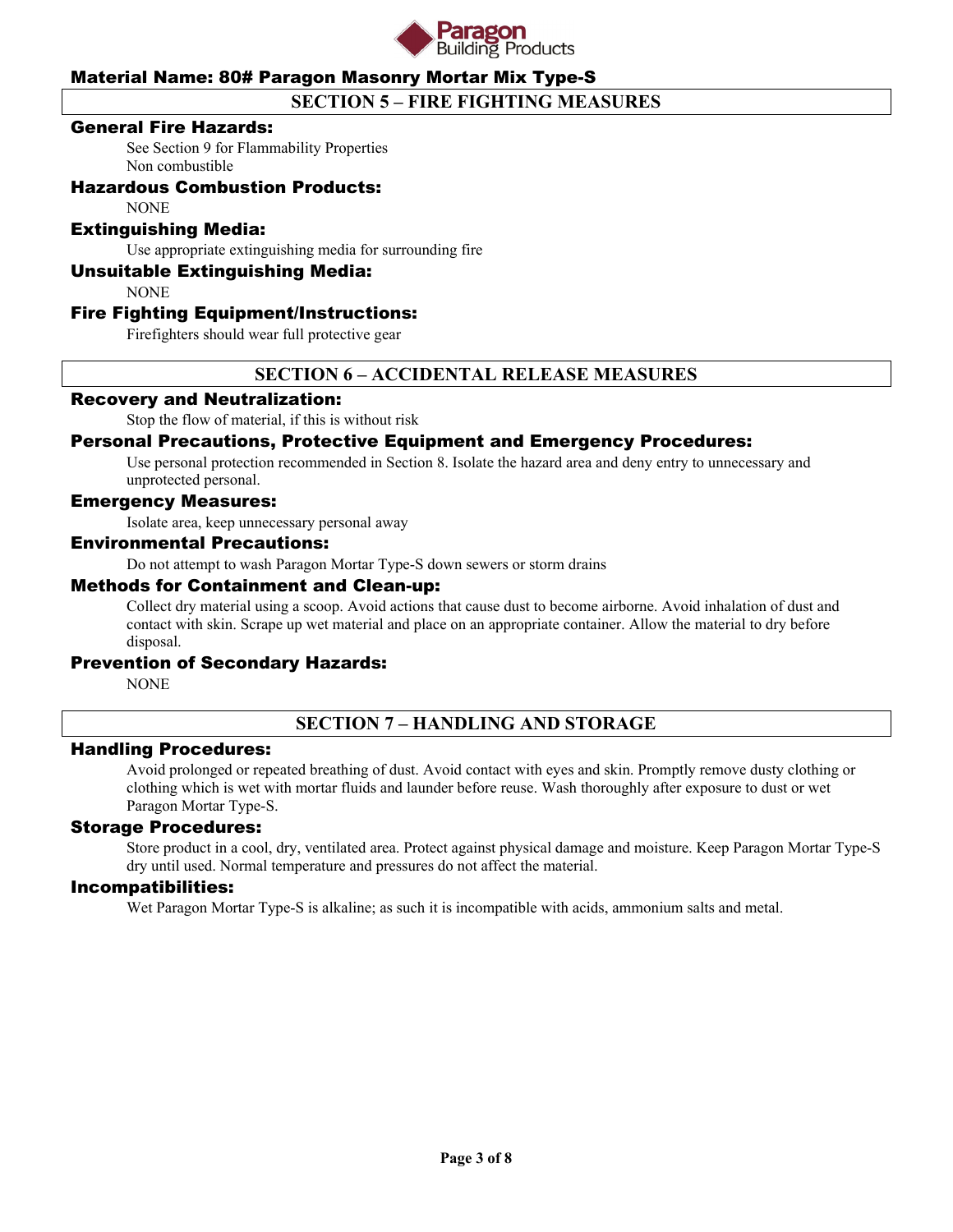## SECTION 5 – FIRE FIGHTING MEASURES

### General Fire Hazards:

See Section 9 for Flammability Properties
Non combustible

### Hazardous Combustion Products:

NONE

### Extinguishing Media:

Use appropriate extinguishing media for surrounding fire

### Unsuitable Extinguishing Media:

NONE

### Fire Fighting Equipment/Instructions:

Firefighters should wear full protective gear

## SECTION 6 – ACCIDENTAL RELEASE MEASURES

### Recovery and Neutralization:

Stop the flow of material, if this is without risk

### Personal Precautions, Protective Equipment and Emergency Procedures:

Use personal protection recommended in Section 8. Isolate the hazard area and deny entry to unnecessary and unprotected personal.

### Emergency Measures:

Isolate area, keep unnecessary personal away

### Environmental Precautions:

Do not attempt to wash Paragon Mortar Type-S down sewers or storm drains

### Methods for Containment and Clean-up:

Collect dry material using a scoop. Avoid actions that cause dust to become airborne. Avoid inhalation of dust and contact with skin. Scrape up wet material and place on an appropriate container. Allow the material to dry before disposal.

### Prevention of Secondary Hazards:

NONE

## SECTION 7 – HANDLING AND STORAGE

### Handling Procedures:

Avoid prolonged or repeated breathing of dust. Avoid contact with eyes and skin. Promptly remove dusty clothing or clothing which is wet with mortar fluids and launder before reuse. Wash thoroughly after exposure to dust or wet Paragon Mortar Type-S.

### Storage Procedures:

Store product in a cool, dry, ventilated area. Protect against physical damage and moisture. Keep Paragon Mortar Type-S dry until used. Normal temperature and pressures do not affect the material.

### Incompatibilities:

Wet Paragon Mortar Type-S is alkaline; as such it is incompatible with acids, ammonium salts and metal.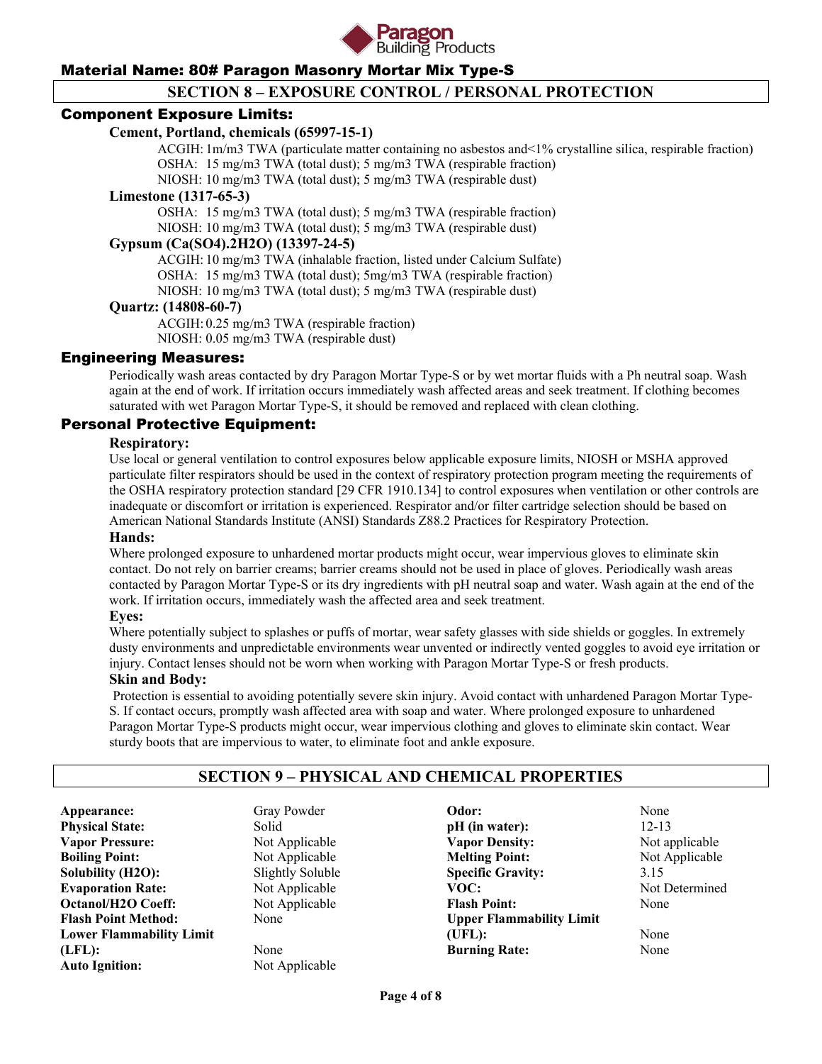Material Name: 80# Paragon Masonry Mortar Mix Type-S

## SECTION 8 – EXPOSURE CONTROL / PERSONAL PROTECTION

### Component Exposure Limits:

**Cement, Portland, chemicals (65997-15-1)**

ACGIH: 1m/m3 TWA (particulate matter containing no asbestos and<1% crystalline silica, respirable fraction)
OSHA: 15 mg/m3 TWA (total dust); 5 mg/m3 TWA (respirable fraction)
NIOSH: 10 mg/m3 TWA (total dust); 5 mg/m3 TWA (respirable dust)

**Limestone (1317-65-3)**

OSHA: 15 mg/m3 TWA (total dust); 5 mg/m3 TWA (respirable fraction)
NIOSH: 10 mg/m3 TWA (total dust); 5 mg/m3 TWA (respirable dust)

**Gypsum (Ca(SO4).2H2O) (13397-24-5)**

ACGIH: 10 mg/m3 TWA (inhalable fraction, listed under Calcium Sulfate)
OSHA: 15 mg/m3 TWA (total dust); 5mg/m3 TWA (respirable fraction)
NIOSH: 10 mg/m3 TWA (total dust); 5 mg/m3 TWA (respirable dust)

**Quartz: (14808-60-7)**

ACGIH: 0.25 mg/m3 TWA (respirable fraction)
NIOSH: 0.05 mg/m3 TWA (respirable dust)

### Engineering Measures:

Periodically wash areas contacted by dry Paragon Mortar Type-S or by wet mortar fluids with a Ph neutral soap. Wash again at the end of work. If irritation occurs immediately wash affected areas and seek treatment. If clothing becomes saturated with wet Paragon Mortar Type-S, it should be removed and replaced with clean clothing.

### Personal Protective Equipment:

**Respiratory:**

Use local or general ventilation to control exposures below applicable exposure limits, NIOSH or MSHA approved particulate filter respirators should be used in the context of respiratory protection program meeting the requirements of the OSHA respiratory protection standard [29 CFR 1910.134] to control exposures when ventilation or other controls are inadequate or discomfort or irritation is experienced. Respirator and/or filter cartridge selection should be based on American National Standards Institute (ANSI) Standards Z88.2 Practices for Respiratory Protection.

**Hands:**

Where prolonged exposure to unhardened mortar products might occur, wear impervious gloves to eliminate skin contact. Do not rely on barrier creams; barrier creams should not be used in place of gloves. Periodically wash areas contacted by Paragon Mortar Type-S or its dry ingredients with pH neutral soap and water. Wash again at the end of the work. If irritation occurs, immediately wash the affected area and seek treatment.

**Eyes:**

Where potentially subject to splashes or puffs of mortar, wear safety glasses with side shields or goggles. In extremely dusty environments and unpredictable environments wear unvented or indirectly vented goggles to avoid eye irritation or injury. Contact lenses should not be worn when working with Paragon Mortar Type-S or fresh products.

**Skin and Body:**

Protection is essential to avoiding potentially severe skin injury. Avoid contact with unhardened Paragon Mortar Type-S. If contact occurs, promptly wash affected area with soap and water. Where prolonged exposure to unhardened Paragon Mortar Type-S products might occur, wear impervious clothing and gloves to eliminate skin contact. Wear sturdy boots that are impervious to water, to eliminate foot and ankle exposure.

## SECTION 9 – PHYSICAL AND CHEMICAL PROPERTIES

| Property | Value | Property | Value |
|---|---|---|---|
| **Appearance:** | Gray Powder | **Odor:** | None |
| **Physical State:** | Solid | **pH (in water):** | 12-13 |
| **Vapor Pressure:** | Not Applicable | **Vapor Density:** | Not applicable |
| **Boiling Point:** | Not Applicable | **Melting Point:** | Not Applicable |
| **Solubility (H2O):** | Slightly Soluble | **Specific Gravity:** | 3.15 |
| **Evaporation Rate:** | Not Applicable | **VOC:** | Not Determined |
| **Octanol/H2O Coeff:** | Not Applicable | **Flash Point:** | None |
| **Flash Point Method:** | None | **Upper Flammability Limit (UFL):** | None |
| **Lower Flammability Limit (LFL):** | None | **Burning Rate:** | None |
| **Auto Ignition:** | Not Applicable | | |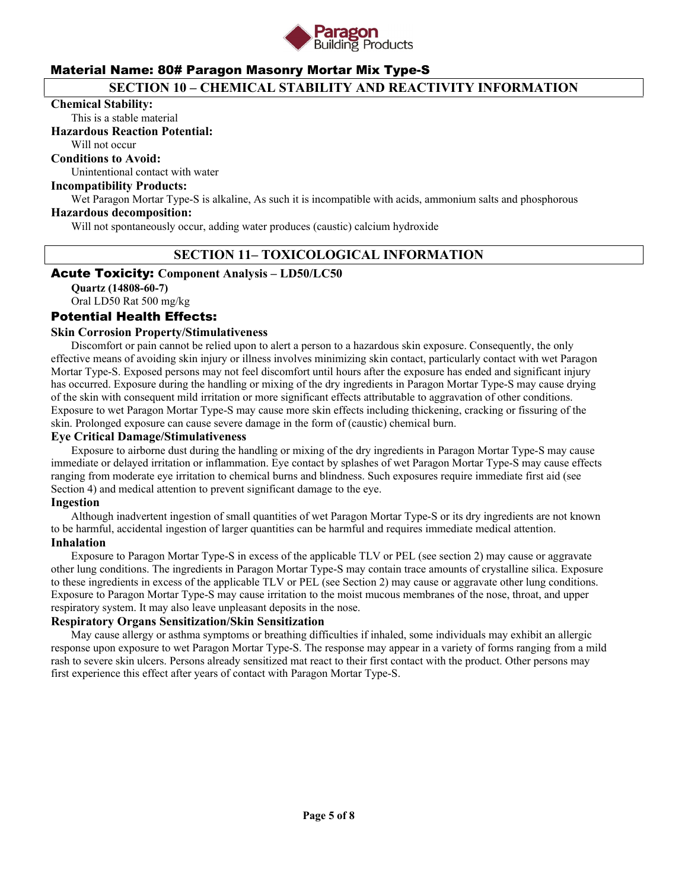## Material Name: 80# Paragon Masonry Mortar Mix Type-S

## SECTION 10 – CHEMICAL STABILITY AND REACTIVITY INFORMATION

**Chemical Stability:**

This is a stable material

**Hazardous Reaction Potential:**

Will not occur

**Conditions to Avoid:**

Unintentional contact with water

**Incompatibility Products:**

Wet Paragon Mortar Type-S is alkaline, As such it is incompatible with acids, ammonium salts and phosphorous

**Hazardous decomposition:**

Will not spontaneously occur, adding water produces (caustic) calcium hydroxide

## SECTION 11– TOXICOLOGICAL INFORMATION

### Acute Toxicity: Component Analysis – LD50/LC50

**Quartz (14808-60-7)**

Oral LD50 Rat 500 mg/kg

### Potential Health Effects:

**Skin Corrosion Property/Stimulativeness**

Discomfort or pain cannot be relied upon to alert a person to a hazardous skin exposure. Consequently, the only effective means of avoiding skin injury or illness involves minimizing skin contact, particularly contact with wet Paragon Mortar Type-S. Exposed persons may not feel discomfort until hours after the exposure has ended and significant injury has occurred. Exposure during the handling or mixing of the dry ingredients in Paragon Mortar Type-S may cause drying of the skin with consequent mild irritation or more significant effects attributable to aggravation of other conditions. Exposure to wet Paragon Mortar Type-S may cause more skin effects including thickening, cracking or fissuring of the skin. Prolonged exposure can cause severe damage in the form of (caustic) chemical burn.

**Eye Critical Damage/Stimulativeness**

Exposure to airborne dust during the handling or mixing of the dry ingredients in Paragon Mortar Type-S may cause immediate or delayed irritation or inflammation. Eye contact by splashes of wet Paragon Mortar Type-S may cause effects ranging from moderate eye irritation to chemical burns and blindness. Such exposures require immediate first aid (see Section 4) and medical attention to prevent significant damage to the eye.

**Ingestion**

Although inadvertent ingestion of small quantities of wet Paragon Mortar Type-S or its dry ingredients are not known to be harmful, accidental ingestion of larger quantities can be harmful and requires immediate medical attention.

**Inhalation**

Exposure to Paragon Mortar Type-S in excess of the applicable TLV or PEL (see section 2) may cause or aggravate other lung conditions. The ingredients in Paragon Mortar Type-S may contain trace amounts of crystalline silica. Exposure to these ingredients in excess of the applicable TLV or PEL (see Section 2) may cause or aggravate other lung conditions. Exposure to Paragon Mortar Type-S may cause irritation to the moist mucous membranes of the nose, throat, and upper respiratory system. It may also leave unpleasant deposits in the nose.

**Respiratory Organs Sensitization/Skin Sensitization**

May cause allergy or asthma symptoms or breathing difficulties if inhaled, some individuals may exhibit an allergic response upon exposure to wet Paragon Mortar Type-S. The response may appear in a variety of forms ranging from a mild rash to severe skin ulcers. Persons already sensitized mat react to their first contact with the product. Other persons may first experience this effect after years of contact with Paragon Mortar Type-S.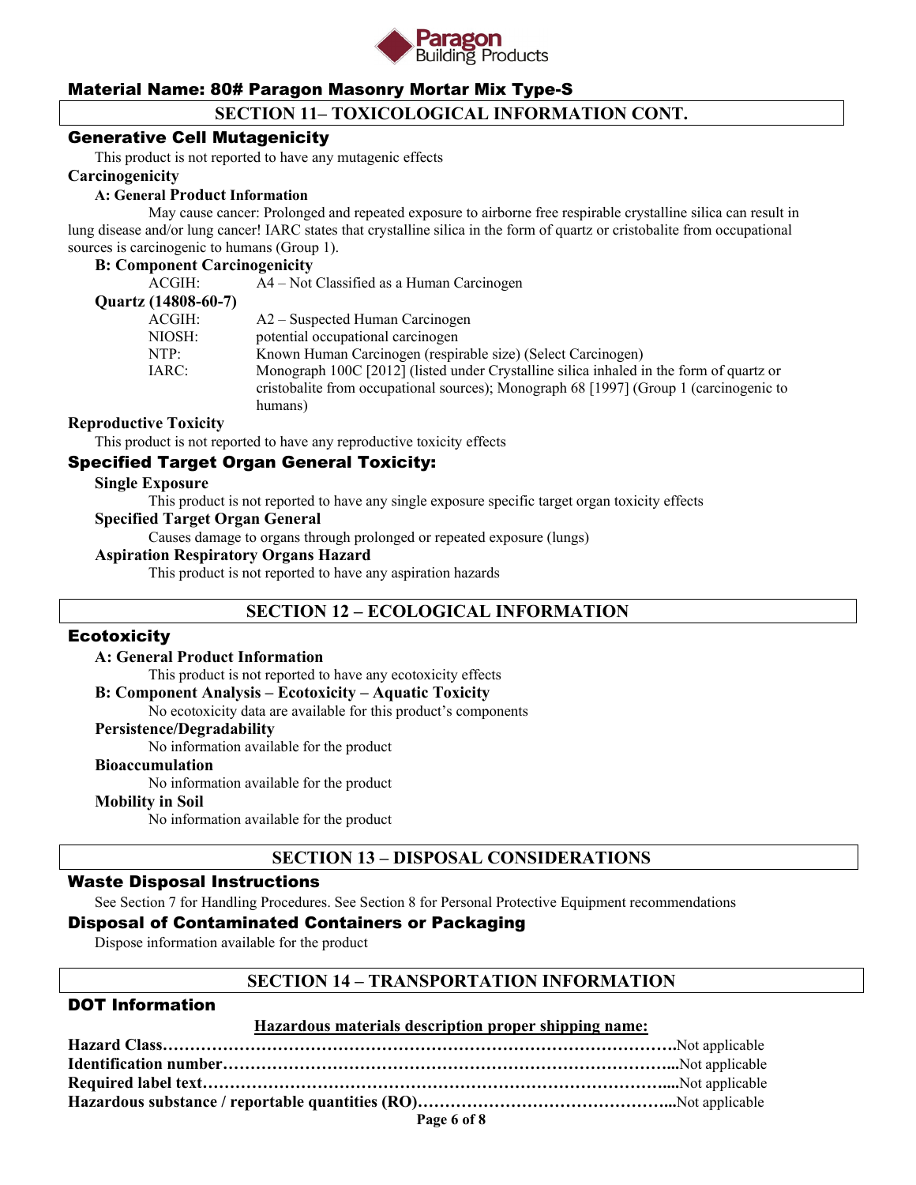**Material Name: 80# Paragon Masonry Mortar Mix Type-S**

## SECTION 11– TOXICOLOGICAL INFORMATION CONT.

### Generative Cell Mutagenicity

This product is not reported to have any mutagenic effects

**Carcinogenicity**

**A: General Product Information**

May cause cancer: Prolonged and repeated exposure to airborne free respirable crystalline silica can result in lung disease and/or lung cancer! IARC states that crystalline silica in the form of quartz or cristobalite from occupational sources is carcinogenic to humans (Group 1).

**B: Component Carcinogenicity**

| | |
|---|---|
| ACGIH: | A4 – Not Classified as a Human Carcinogen |

**Quartz (14808-60-7)**

| | |
|---|---|
| ACGIH: | A2 – Suspected Human Carcinogen |
| NIOSH: | potential occupational carcinogen |
| NTP: | Known Human Carcinogen (respirable size) (Select Carcinogen) |
| IARC: | Monograph 100C [2012] (listed under Crystalline silica inhaled in the form of quartz or cristobalite from occupational sources); Monograph 68 [1997] (Group 1 (carcinogenic to humans) |

**Reproductive Toxicity**

This product is not reported to have any reproductive toxicity effects

### Specified Target Organ General Toxicity:

**Single Exposure**

This product is not reported to have any single exposure specific target organ toxicity effects

**Specified Target Organ General**

Causes damage to organs through prolonged or repeated exposure (lungs)

**Aspiration Respiratory Organs Hazard**

This product is not reported to have any aspiration hazards

## SECTION 12 – ECOLOGICAL INFORMATION

### Ecotoxicity

**A: General Product Information**

This product is not reported to have any ecotoxicity effects

**B: Component Analysis – Ecotoxicity – Aquatic Toxicity**

No ecotoxicity data are available for this product's components

**Persistence/Degradability**

No information available for the product

**Bioaccumulation**

No information available for the product

**Mobility in Soil**

No information available for the product

## SECTION 13 – DISPOSAL CONSIDERATIONS

### Waste Disposal Instructions

See Section 7 for Handling Procedures. See Section 8 for Personal Protective Equipment recommendations

### Disposal of Contaminated Containers or Packaging

Dispose information available for the product

## SECTION 14 – TRANSPORTATION INFORMATION

### DOT Information

**Hazardous materials description proper shipping name:**

**Hazard Class……………………………………………………………………………………….**Not applicable
**Identification number………………………………………………………………………...**Not applicable
**Required label text……………………………………………………………………………....**Not applicable
**Hazardous substance / reportable quantities (RO)………………………………………...**Not applicable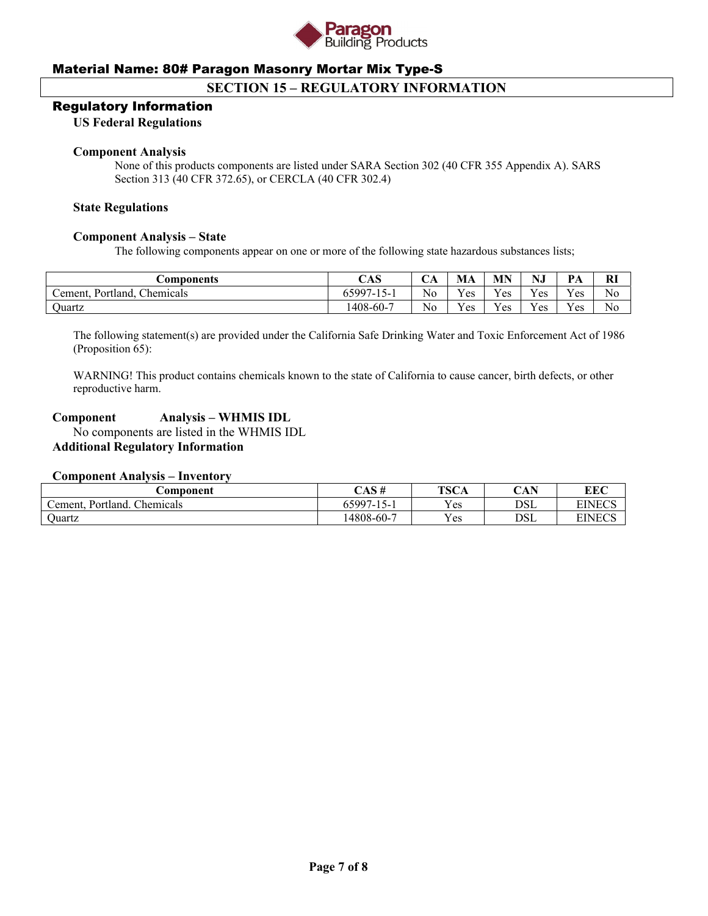## SECTION 15 – REGULATORY INFORMATION

### Regulatory Information

**US Federal Regulations**

**Component Analysis**

None of this products components are listed under SARA Section 302 (40 CFR 355 Appendix A). SARS Section 313 (40 CFR 372.65), or CERCLA (40 CFR 302.4)

**State Regulations**

**Component Analysis – State**

The following components appear on one or more of the following state hazardous substances lists;

| Components | CAS | CA | MA | MN | NJ | PA | RI |
|---|---|---|---|---|---|---|---|
| Cement, Portland, Chemicals | 65997-15-1 | No | Yes | Yes | Yes | Yes | No |
| Quartz | 1408-60-7 | No | Yes | Yes | Yes | Yes | No |

The following statement(s) are provided under the California Safe Drinking Water and Toxic Enforcement Act of 1986 (Proposition 65):

WARNING! This product contains chemicals known to the state of California to cause cancer, birth defects, or other reproductive harm.

**Component Analysis – WHMIS IDL**

No components are listed in the WHMIS IDL

**Additional Regulatory Information**

**Component Analysis – Inventory**

| Component | CAS # | TSCA | CAN | EEC |
|---|---|---|---|---|
| Cement, Portland. Chemicals | 65997-15-1 | Yes | DSL | EINECS |
| Quartz | 14808-60-7 | Yes | DSL | EINECS |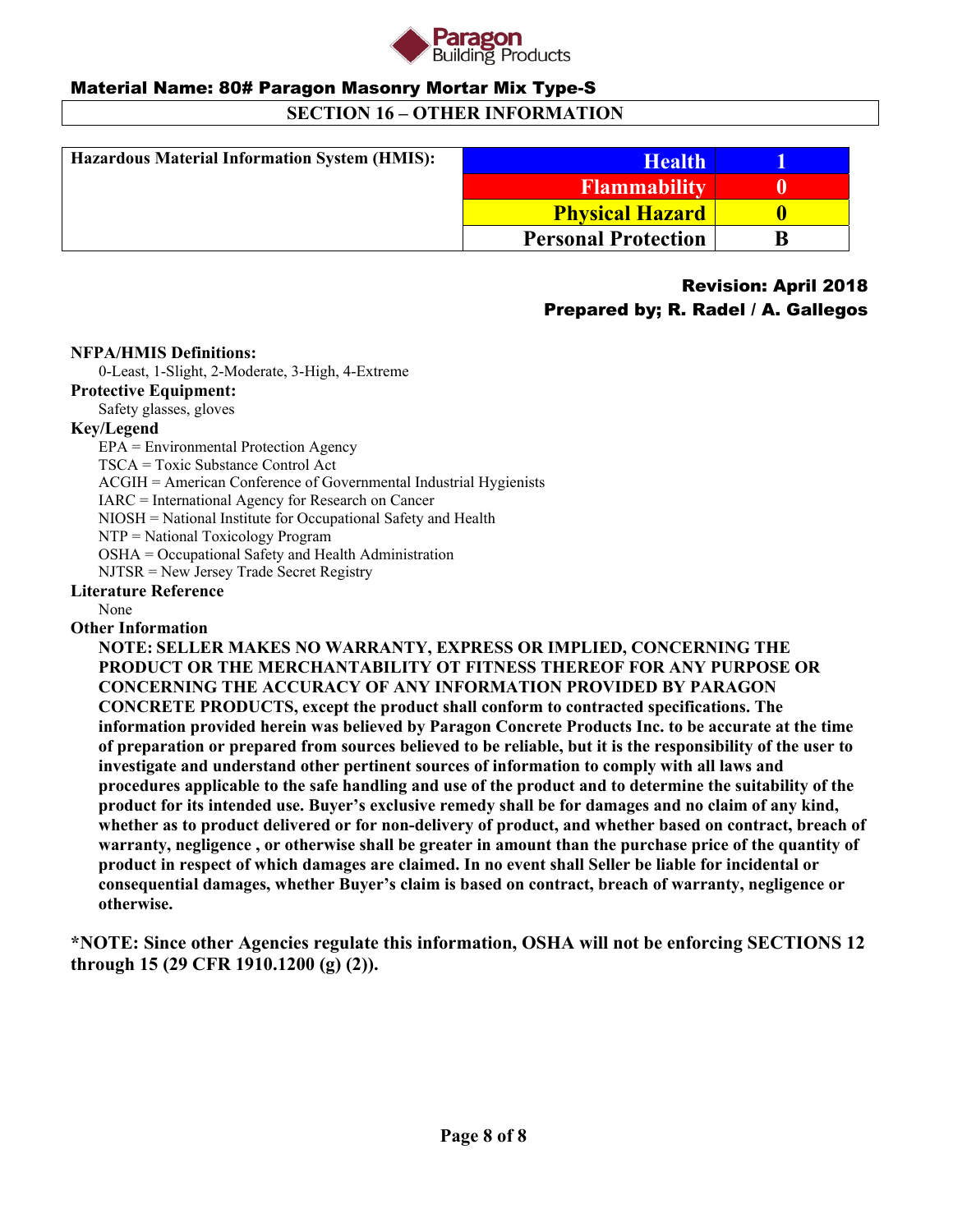Material Name: 80# Paragon Masonry Mortar Mix Type-S

## SECTION 16 – OTHER INFORMATION

| Hazardous Material Information System (HMIS): | | |
|---|---|---|
| | Health | 1 |
| | Flammability | 0 |
| | Physical Hazard | 0 |
| | Personal Protection | B |

**Revision: April 2018**
**Prepared by; R. Radel / A. Gallegos**

**NFPA/HMIS Definitions:**
0-Least, 1-Slight, 2-Moderate, 3-High, 4-Extreme

**Protective Equipment:**
Safety glasses, gloves

**Key/Legend**
EPA = Environmental Protection Agency
TSCA = Toxic Substance Control Act
ACGIH = American Conference of Governmental Industrial Hygienists
IARC = International Agency for Research on Cancer
NIOSH = National Institute for Occupational Safety and Health
NTP = National Toxicology Program
OSHA = Occupational Safety and Health Administration
NJTSR = New Jersey Trade Secret Registry

**Literature Reference**
None

**Other Information**
**NOTE: SELLER MAKES NO WARRANTY, EXPRESS OR IMPLIED, CONCERNING THE PRODUCT OR THE MERCHANTABILITY OT FITNESS THEREOF FOR ANY PURPOSE OR CONCERNING THE ACCURACY OF ANY INFORMATION PROVIDED BY PARAGON CONCRETE PRODUCTS, except the product shall conform to contracted specifications. The information provided herein was believed by Paragon Concrete Products Inc. to be accurate at the time of preparation or prepared from sources believed to be reliable, but it is the responsibility of the user to investigate and understand other pertinent sources of information to comply with all laws and procedures applicable to the safe handling and use of the product and to determine the suitability of the product for its intended use. Buyer's exclusive remedy shall be for damages and no claim of any kind, whether as to product delivered or for non-delivery of product, and whether based on contract, breach of warranty, negligence , or otherwise shall be greater in amount than the purchase price of the quantity of product in respect of which damages are claimed. In no event shall Seller be liable for incidental or consequential damages, whether Buyer's claim is based on contract, breach of warranty, negligence or otherwise.**

**\*NOTE: Since other Agencies regulate this information, OSHA will not be enforcing SECTIONS 12 through 15 (29 CFR 1910.1200 (g) (2)).**